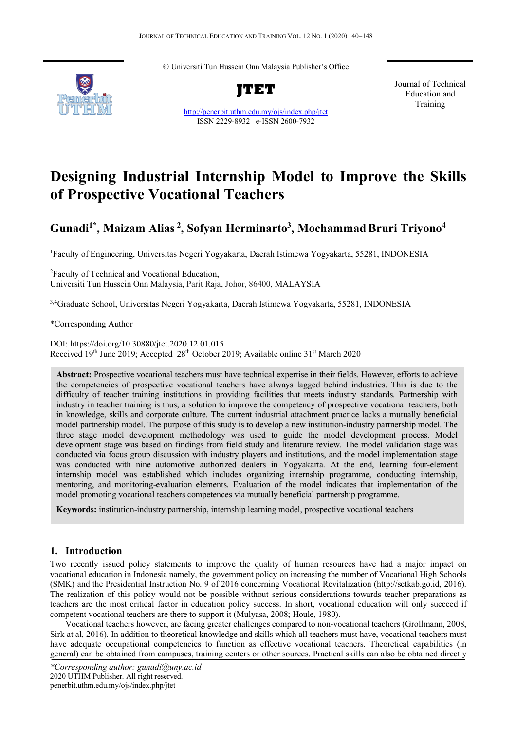© Universiti Tun Hussein Onn Malaysia Publisher's Office

**JTET**

http://penerbit.uthm.edu.my/ojs/index.php/jtet

ISSN 2229-8932 e-ISSN 2600-7932

Journal of Technical Education and Training

# Designing Industrial Internship Model to Improve the Skills of Prospective Vocational Teachers

**Gunadi[1*], Maizam Alias[2], Sofyan Herminarto[3], Mochammad Bruri Triyono[4]**

[1]Faculty of Engineering, Universitas Negeri Yogyakarta, Daerah Istimewa Yogyakarta, 55281, INDONESIA

[2]Faculty of Technical and Vocational Education, Universiti Tun Hussein Onn Malaysia, Parit Raja, Johor, 86400, MALAYSIA

[3,4]Graduate School, Universitas Negeri Yogyakarta, Daerah Istimewa Yogyakarta, 55281, INDONESIA

*Corresponding Author

DOI: https://doi.org/10.30880/jtet.2020.12.01.015

Received 19th June 2019; Accepted 28th October 2019; Available online 31st March 2020

**Abstract:** Prospective vocational teachers must have technical expertise in their fields. However, efforts to achieve the competencies of prospective vocational teachers have always lagged behind industries. This is due to the difficulty of teacher training institutions in providing facilities that meets industry standards. Partnership with industry in teacher training is thus, a solution to improve the competency of prospective vocational teachers, both in knowledge, skills and corporate culture. The current industrial attachment practice lacks a mutually beneficial model partnership model. The purpose of this study is to develop a new institution-industry partnership model. The three stage model development methodology was used to guide the model development process. Model development stage was based on findings from field study and literature review. The model validation stage was conducted via focus group discussion with industry players and institutions, and the model implementation stage was conducted with nine automotive authorized dealers in Yogyakarta. At the end, learning four-element internship model was established which includes organizing internship programme, conducting internship, mentoring, and monitoring-evaluation elements. Evaluation of the model indicates that implementation of the model promoting vocational teachers competences via mutually beneficial partnership programme.

**Keywords:** institution-industry partnership, internship learning model, prospective vocational teachers

## 1. Introduction

Two recently issued policy statements to improve the quality of human resources have had a major impact on vocational education in Indonesia namely, the government policy on increasing the number of Vocational High Schools (SMK) and the Presidential Instruction No. 9 of 2016 concerning Vocational Revitalization (http://setkab.go.id, 2016). The realization of this policy would not be possible without serious considerations towards teacher preparations as teachers are the most critical factor in education policy success. In short, vocational education will only succeed if competent vocational teachers are there to support it (Mulyasa, 2008; Houle, 1980).

Vocational teachers however, are facing greater challenges compared to non-vocational teachers (Grollmann, 2008, Sirk at al, 2016). In addition to theoretical knowledge and skills which all teachers must have, vocational teachers must have adequate occupational competencies to function as effective vocational teachers. Theoretical capabilities (in general) can be obtained from campuses, training centers or other sources. Practical skills can also be obtained directly

*Corresponding author: gunadi@uny.ac.id

2020 UTHM Publisher. All right reserved.

penerbit.uthm.edu.my/ojs/index.php/jtet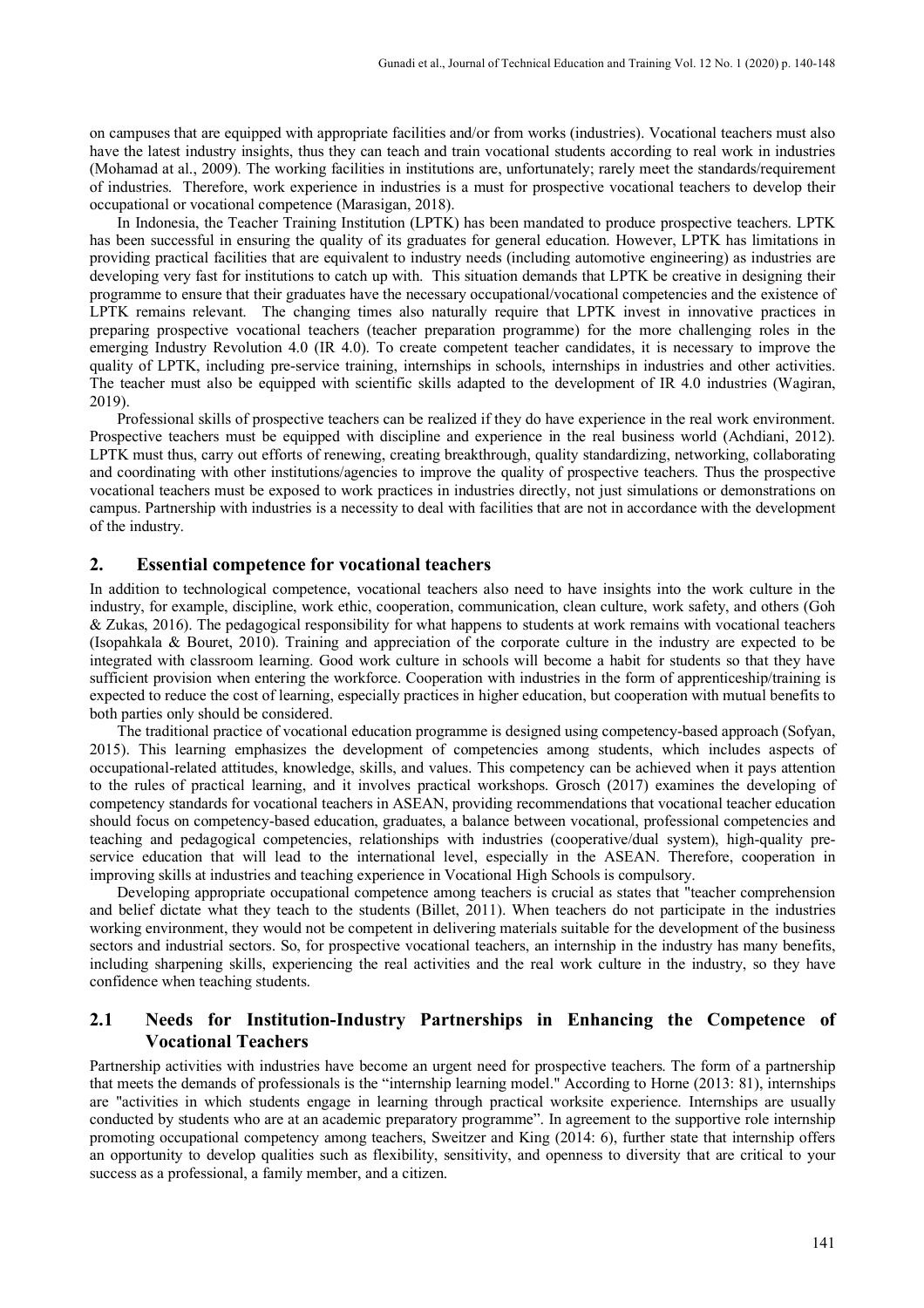on campuses that are equipped with appropriate facilities and/or from works (industries). Vocational teachers must also have the latest industry insights, thus they can teach and train vocational students according to real work in industries (Mohamad at al., 2009). The working facilities in institutions are, unfortunately; rarely meet the standards/requirement of industries. Therefore, work experience in industries is a must for prospective vocational teachers to develop their occupational or vocational competence (Marasigan, 2018).

In Indonesia, the Teacher Training Institution (LPTK) has been mandated to produce prospective teachers. LPTK has been successful in ensuring the quality of its graduates for general education. However, LPTK has limitations in providing practical facilities that are equivalent to industry needs (including automotive engineering) as industries are developing very fast for institutions to catch up with. This situation demands that LPTK be creative in designing their programme to ensure that their graduates have the necessary occupational/vocational competencies and the existence of LPTK remains relevant. The changing times also naturally require that LPTK invest in innovative practices in preparing prospective vocational teachers (teacher preparation programme) for the more challenging roles in the emerging Industry Revolution 4.0 (IR 4.0). To create competent teacher candidates, it is necessary to improve the quality of LPTK, including pre-service training, internships in schools, internships in industries and other activities. The teacher must also be equipped with scientific skills adapted to the development of IR 4.0 industries (Wagiran, 2019).

Professional skills of prospective teachers can be realized if they do have experience in the real work environment. Prospective teachers must be equipped with discipline and experience in the real business world (Achdiani, 2012). LPTK must thus, carry out efforts of renewing, creating breakthrough, quality standardizing, networking, collaborating and coordinating with other institutions/agencies to improve the quality of prospective teachers. Thus the prospective vocational teachers must be exposed to work practices in industries directly, not just simulations or demonstrations on campus. Partnership with industries is a necessity to deal with facilities that are not in accordance with the development of the industry.

## 2. Essential competence for vocational teachers

In addition to technological competence, vocational teachers also need to have insights into the work culture in the industry, for example, discipline, work ethic, cooperation, communication, clean culture, work safety, and others (Goh & Zukas, 2016). The pedagogical responsibility for what happens to students at work remains with vocational teachers (Isopahkala & Bouret, 2010). Training and appreciation of the corporate culture in the industry are expected to be integrated with classroom learning. Good work culture in schools will become a habit for students so that they have sufficient provision when entering the workforce. Cooperation with industries in the form of apprenticeship/training is expected to reduce the cost of learning, especially practices in higher education, but cooperation with mutual benefits to both parties only should be considered.

The traditional practice of vocational education programme is designed using competency-based approach (Sofyan, 2015). This learning emphasizes the development of competencies among students, which includes aspects of occupational-related attitudes, knowledge, skills, and values. This competency can be achieved when it pays attention to the rules of practical learning, and it involves practical workshops. Grosch (2017) examines the developing of competency standards for vocational teachers in ASEAN, providing recommendations that vocational teacher education should focus on competency-based education, graduates, a balance between vocational, professional competencies and teaching and pedagogical competencies, relationships with industries (cooperative/dual system), high-quality pre-service education that will lead to the international level, especially in the ASEAN. Therefore, cooperation in improving skills at industries and teaching experience in Vocational High Schools is compulsory.

Developing appropriate occupational competence among teachers is crucial as states that "teacher comprehension and belief dictate what they teach to the students (Billet, 2011). When teachers do not participate in the industries working environment, they would not be competent in delivering materials suitable for the development of the business sectors and industrial sectors. So, for prospective vocational teachers, an internship in the industry has many benefits, including sharpening skills, experiencing the real activities and the real work culture in the industry, so they have confidence when teaching students.

### 2.1 Needs for Institution-Industry Partnerships in Enhancing the Competence of Vocational Teachers

Partnership activities with industries have become an urgent need for prospective teachers. The form of a partnership that meets the demands of professionals is the "internship learning model." According to Horne (2013: 81), internships are "activities in which students engage in learning through practical worksite experience. Internships are usually conducted by students who are at an academic preparatory programme". In agreement to the supportive role internship promoting occupational competency among teachers, Sweitzer and King (2014: 6), further state that internship offers an opportunity to develop qualities such as flexibility, sensitivity, and openness to diversity that are critical to your success as a professional, a family member, and a citizen.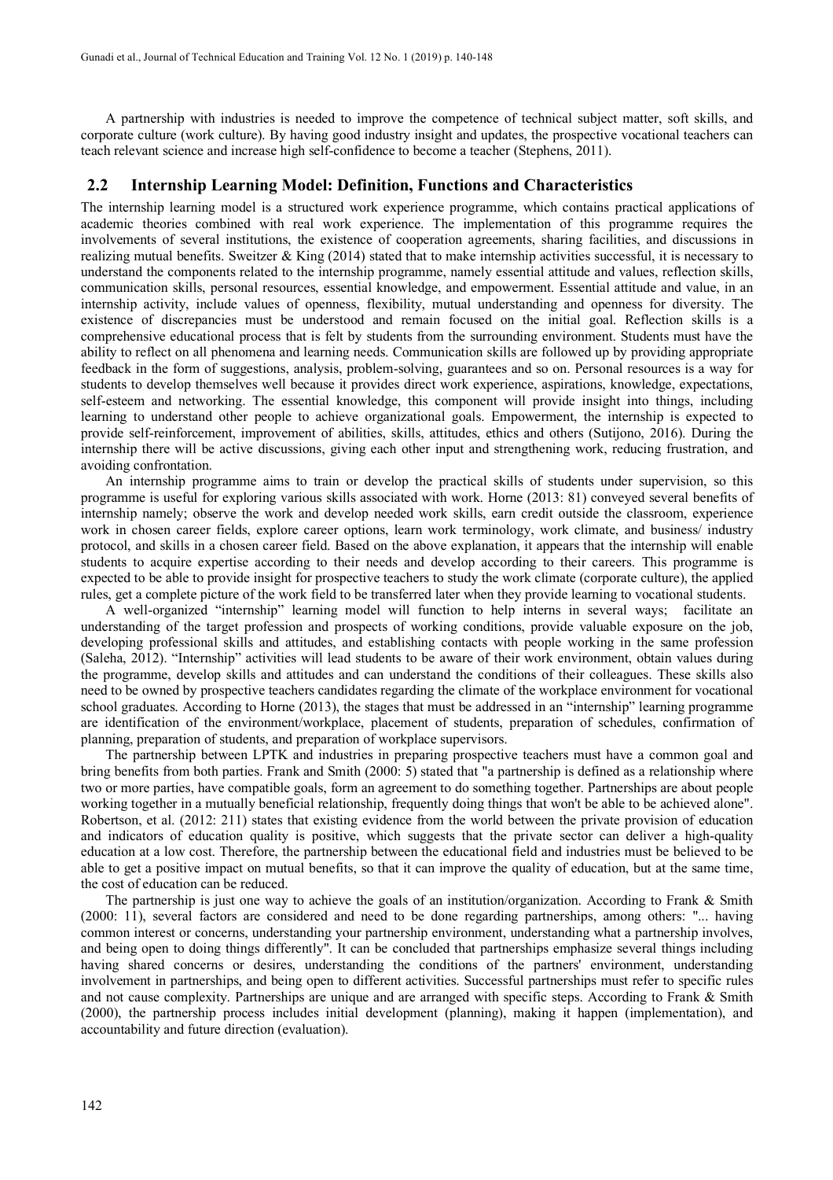A partnership with industries is needed to improve the competence of technical subject matter, soft skills, and corporate culture (work culture). By having good industry insight and updates, the prospective vocational teachers can teach relevant science and increase high self-confidence to become a teacher (Stephens, 2011).

## 2.2 Internship Learning Model: Definition, Functions and Characteristics

The internship learning model is a structured work experience programme, which contains practical applications of academic theories combined with real work experience. The implementation of this programme requires the involvements of several institutions, the existence of cooperation agreements, sharing facilities, and discussions in realizing mutual benefits. Sweitzer & King (2014) stated that to make internship activities successful, it is necessary to understand the components related to the internship programme, namely essential attitude and values, reflection skills, communication skills, personal resources, essential knowledge, and empowerment. Essential attitude and value, in an internship activity, include values of openness, flexibility, mutual understanding and openness for diversity. The existence of discrepancies must be understood and remain focused on the initial goal. Reflection skills is a comprehensive educational process that is felt by students from the surrounding environment. Students must have the ability to reflect on all phenomena and learning needs. Communication skills are followed up by providing appropriate feedback in the form of suggestions, analysis, problem-solving, guarantees and so on. Personal resources is a way for students to develop themselves well because it provides direct work experience, aspirations, knowledge, expectations, self-esteem and networking. The essential knowledge, this component will provide insight into things, including learning to understand other people to achieve organizational goals. Empowerment, the internship is expected to provide self-reinforcement, improvement of abilities, skills, attitudes, ethics and others (Sutijono, 2016). During the internship there will be active discussions, giving each other input and strengthening work, reducing frustration, and avoiding confrontation.

An internship programme aims to train or develop the practical skills of students under supervision, so this programme is useful for exploring various skills associated with work. Horne (2013: 81) conveyed several benefits of internship namely; observe the work and develop needed work skills, earn credit outside the classroom, experience work in chosen career fields, explore career options, learn work terminology, work climate, and business/ industry protocol, and skills in a chosen career field. Based on the above explanation, it appears that the internship will enable students to acquire expertise according to their needs and develop according to their careers. This programme is expected to be able to provide insight for prospective teachers to study the work climate (corporate culture), the applied rules, get a complete picture of the work field to be transferred later when they provide learning to vocational students.

A well-organized "internship" learning model will function to help interns in several ways; facilitate an understanding of the target profession and prospects of working conditions, provide valuable exposure on the job, developing professional skills and attitudes, and establishing contacts with people working in the same profession (Saleha, 2012). "Internship" activities will lead students to be aware of their work environment, obtain values during the programme, develop skills and attitudes and can understand the conditions of their colleagues. These skills also need to be owned by prospective teachers candidates regarding the climate of the workplace environment for vocational school graduates. According to Horne (2013), the stages that must be addressed in an "internship" learning programme are identification of the environment/workplace, placement of students, preparation of schedules, confirmation of planning, preparation of students, and preparation of workplace supervisors.

The partnership between LPTK and industries in preparing prospective teachers must have a common goal and bring benefits from both parties. Frank and Smith (2000: 5) stated that "a partnership is defined as a relationship where two or more parties, have compatible goals, form an agreement to do something together. Partnerships are about people working together in a mutually beneficial relationship, frequently doing things that won't be able to be achieved alone". Robertson, et al. (2012: 211) states that existing evidence from the world between the private provision of education and indicators of education quality is positive, which suggests that the private sector can deliver a high-quality education at a low cost. Therefore, the partnership between the educational field and industries must be believed to be able to get a positive impact on mutual benefits, so that it can improve the quality of education, but at the same time, the cost of education can be reduced.

The partnership is just one way to achieve the goals of an institution/organization. According to Frank & Smith (2000: 11), several factors are considered and need to be done regarding partnerships, among others: "... having common interest or concerns, understanding your partnership environment, understanding what a partnership involves, and being open to doing things differently". It can be concluded that partnerships emphasize several things including having shared concerns or desires, understanding the conditions of the partners' environment, understanding involvement in partnerships, and being open to different activities. Successful partnerships must refer to specific rules and not cause complexity. Partnerships are unique and are arranged with specific steps. According to Frank & Smith (2000), the partnership process includes initial development (planning), making it happen (implementation), and accountability and future direction (evaluation).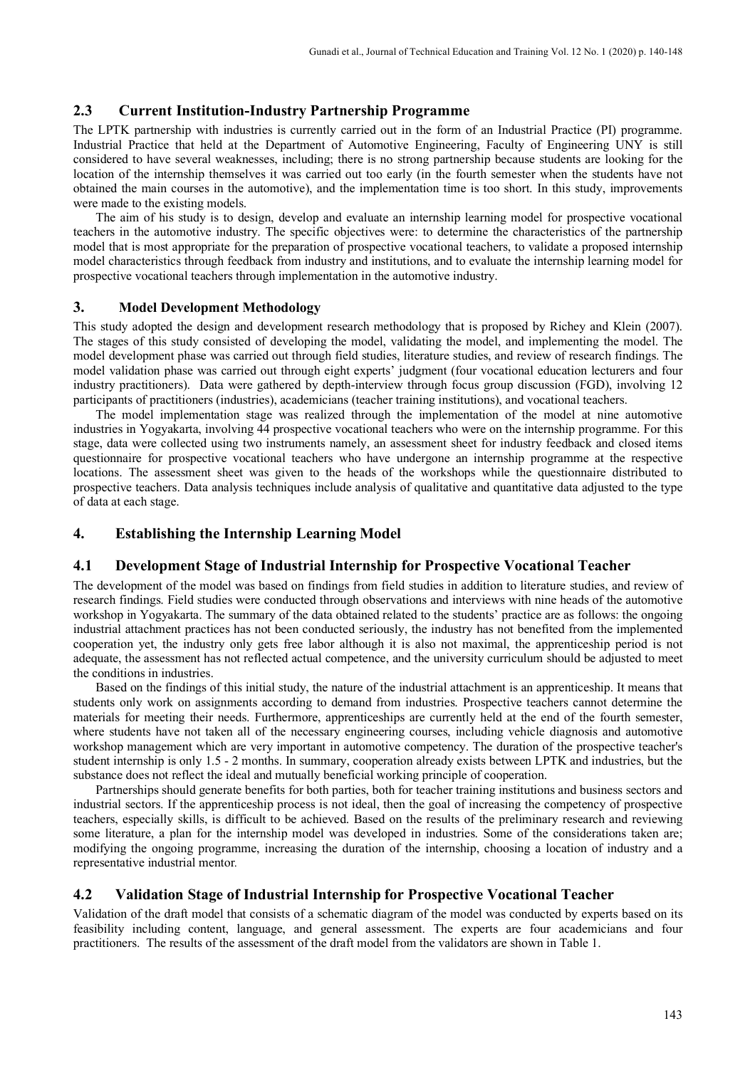## 2.3 Current Institution-Industry Partnership Programme

The LPTK partnership with industries is currently carried out in the form of an Industrial Practice (PI) programme. Industrial Practice that held at the Department of Automotive Engineering, Faculty of Engineering UNY is still considered to have several weaknesses, including; there is no strong partnership because students are looking for the location of the internship themselves it was carried out too early (in the fourth semester when the students have not obtained the main courses in the automotive), and the implementation time is too short. In this study, improvements were made to the existing models.

The aim of his study is to design, develop and evaluate an internship learning model for prospective vocational teachers in the automotive industry. The specific objectives were: to determine the characteristics of the partnership model that is most appropriate for the preparation of prospective vocational teachers, to validate a proposed internship model characteristics through feedback from industry and institutions, and to evaluate the internship learning model for prospective vocational teachers through implementation in the automotive industry.

## 3. Model Development Methodology

This study adopted the design and development research methodology that is proposed by Richey and Klein (2007). The stages of this study consisted of developing the model, validating the model, and implementing the model. The model development phase was carried out through field studies, literature studies, and review of research findings. The model validation phase was carried out through eight experts' judgment (four vocational education lecturers and four industry practitioners). Data were gathered by depth-interview through focus group discussion (FGD), involving 12 participants of practitioners (industries), academicians (teacher training institutions), and vocational teachers.

The model implementation stage was realized through the implementation of the model at nine automotive industries in Yogyakarta, involving 44 prospective vocational teachers who were on the internship programme. For this stage, data were collected using two instruments namely, an assessment sheet for industry feedback and closed items questionnaire for prospective vocational teachers who have undergone an internship programme at the respective locations. The assessment sheet was given to the heads of the workshops while the questionnaire distributed to prospective teachers. Data analysis techniques include analysis of qualitative and quantitative data adjusted to the type of data at each stage.

## 4. Establishing the Internship Learning Model

### 4.1 Development Stage of Industrial Internship for Prospective Vocational Teacher

The development of the model was based on findings from field studies in addition to literature studies, and review of research findings. Field studies were conducted through observations and interviews with nine heads of the automotive workshop in Yogyakarta. The summary of the data obtained related to the students' practice are as follows: the ongoing industrial attachment practices has not been conducted seriously, the industry has not benefited from the implemented cooperation yet, the industry only gets free labor although it is also not maximal, the apprenticeship period is not adequate, the assessment has not reflected actual competence, and the university curriculum should be adjusted to meet the conditions in industries.

Based on the findings of this initial study, the nature of the industrial attachment is an apprenticeship. It means that students only work on assignments according to demand from industries. Prospective teachers cannot determine the materials for meeting their needs. Furthermore, apprenticeships are currently held at the end of the fourth semester, where students have not taken all of the necessary engineering courses, including vehicle diagnosis and automotive workshop management which are very important in automotive competency. The duration of the prospective teacher's student internship is only 1.5 - 2 months. In summary, cooperation already exists between LPTK and industries, but the substance does not reflect the ideal and mutually beneficial working principle of cooperation.

Partnerships should generate benefits for both parties, both for teacher training institutions and business sectors and industrial sectors. If the apprenticeship process is not ideal, then the goal of increasing the competency of prospective teachers, especially skills, is difficult to be achieved. Based on the results of the preliminary research and reviewing some literature, a plan for the internship model was developed in industries. Some of the considerations taken are; modifying the ongoing programme, increasing the duration of the internship, choosing a location of industry and a representative industrial mentor.

### 4.2 Validation Stage of Industrial Internship for Prospective Vocational Teacher

Validation of the draft model that consists of a schematic diagram of the model was conducted by experts based on its feasibility including content, language, and general assessment. The experts are four academicians and four practitioners. The results of the assessment of the draft model from the validators are shown in Table 1.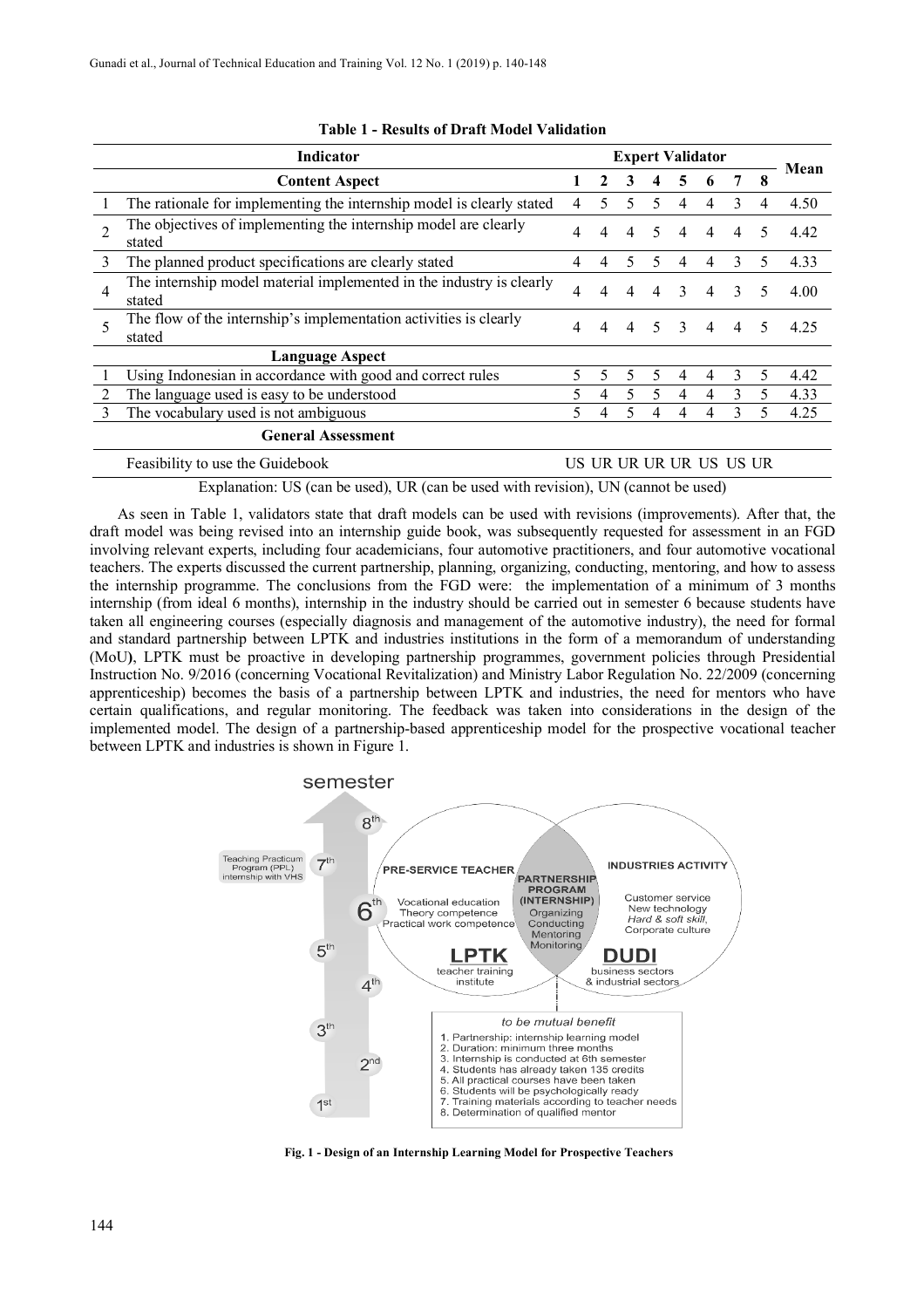**Table 1 - Results of Draft Model Validation**

| | Indicator | Expert Validator | | | | | | | | Mean |
|---|---|---|---|---|---|---|---|---|---|---|
| | **Content Aspect** | **1** | **2** | **3** | **4** | **5** | **6** | **7** | **8** | |
| 1 | The rationale for implementing the internship model is clearly stated | 4 | 5 | 5 | 5 | 4 | 4 | 3 | 4 | 4.50 |
| 2 | The objectives of implementing the internship model are clearly stated | 4 | 4 | 4 | 5 | 4 | 4 | 4 | 5 | 4.42 |
| 3 | The planned product specifications are clearly stated | 4 | 4 | 5 | 5 | 4 | 4 | 3 | 5 | 4.33 |
| 4 | The internship model material implemented in the industry is clearly stated | 4 | 4 | 4 | 4 | 3 | 4 | 3 | 5 | 4.00 |
| 5 | The flow of the internship's implementation activities is clearly stated | 4 | 4 | 4 | 5 | 3 | 4 | 4 | 5 | 4.25 |
| | **Language Aspect** | | | | | | | | | |
| 1 | Using Indonesian in accordance with good and correct rules | 5 | 5 | 5 | 5 | 4 | 4 | 3 | 5 | 4.42 |
| 2 | The language used is easy to be understood | 5 | 4 | 5 | 5 | 4 | 4 | 3 | 5 | 4.33 |
| 3 | The vocabulary used is not ambiguous | 5 | 4 | 5 | 4 | 4 | 4 | 3 | 5 | 4.25 |
| | **General Assessment** | | | | | | | | | |
| | Feasibility to use the Guidebook | US | UR | UR | UR | UR | US | US | UR | |

Explanation: US (can be used), UR (can be used with revision), UN (cannot be used)

As seen in Table 1, validators state that draft models can be used with revisions (improvements). After that, the draft model was being revised into an internship guide book, was subsequently requested for assessment in an FGD involving relevant experts, including four academicians, four automotive practitioners, and four automotive vocational teachers. The experts discussed the current partnership, planning, organizing, conducting, mentoring, and how to assess the internship programme. The conclusions from the FGD were: the implementation of a minimum of 3 months internship (from ideal 6 months), internship in the industry should be carried out in semester 6 because students have taken all engineering courses (especially diagnosis and management of the automotive industry), the need for formal and standard partnership between LPTK and industries institutions in the form of a memorandum of understanding (MoU), LPTK must be proactive in developing partnership programmes, government policies through Presidential Instruction No. 9/2016 (concerning Vocational Revitalization) and Ministry Labor Regulation No. 22/2009 (concerning apprenticeship) becomes the basis of a partnership between LPTK and industries, the need for mentors who have certain qualifications, and regular monitoring. The feedback was taken into considerations in the design of the implemented model. The design of a partnership-based apprenticeship model for the prospective vocational teacher between LPTK and industries is shown in Figure 1.

**Fig. 1 - Design of an Internship Learning Model for Prospective Teachers**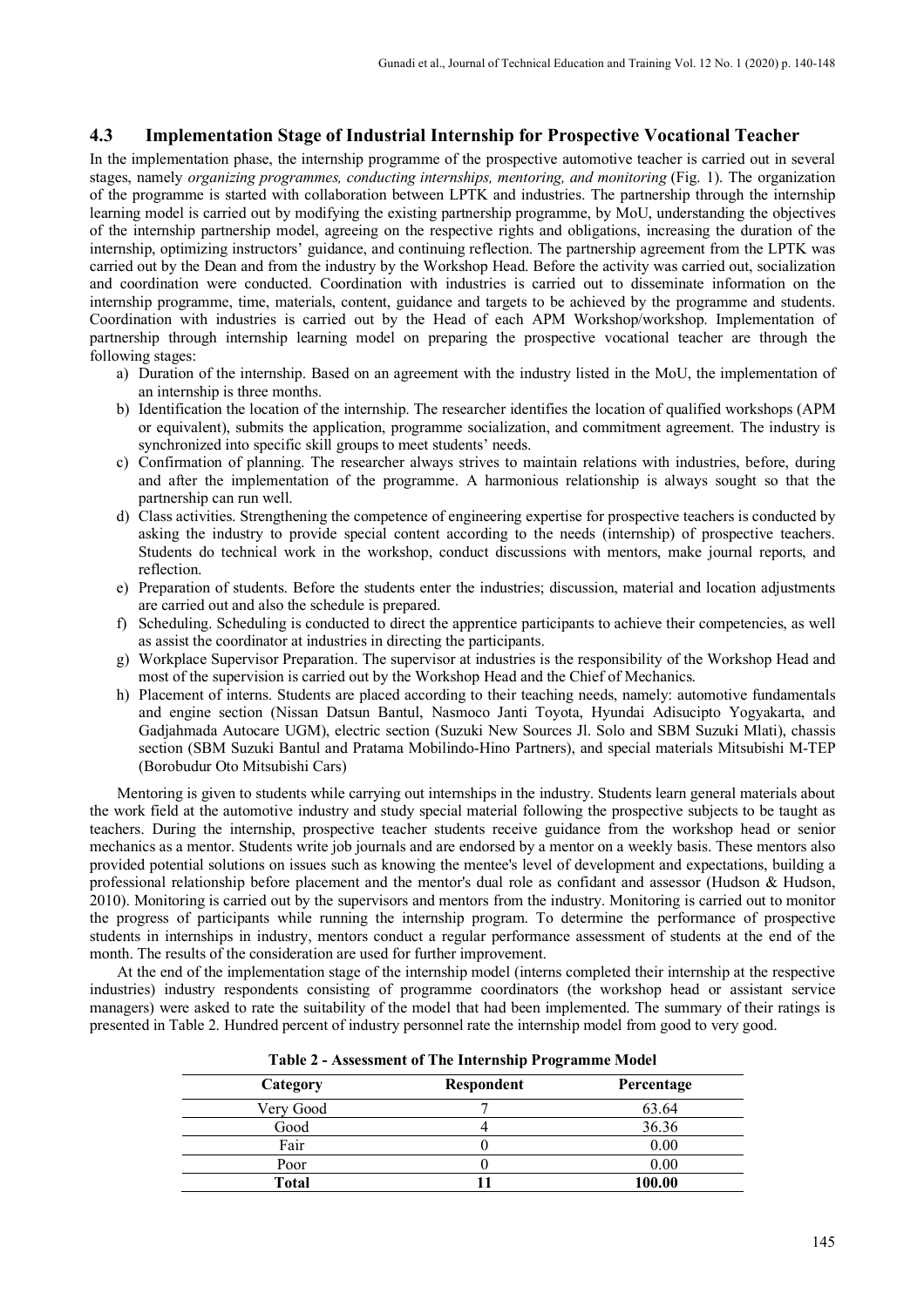### 4.3 Implementation Stage of Industrial Internship for Prospective Vocational Teacher

In the implementation phase, the internship programme of the prospective automotive teacher is carried out in several stages, namely *organizing programmes, conducting internships, mentoring, and monitoring* (Fig. 1). The organization of the programme is started with collaboration between LPTK and industries. The partnership through the internship learning model is carried out by modifying the existing partnership programme, by MoU, understanding the objectives of the internship partnership model, agreeing on the respective rights and obligations, increasing the duration of the internship, optimizing instructors' guidance, and continuing reflection. The partnership agreement from the LPTK was carried out by the Dean and from the industry by the Workshop Head. Before the activity was carried out, socialization and coordination were conducted. Coordination with industries is carried out to disseminate information on the internship programme, time, materials, content, guidance and targets to be achieved by the programme and students. Coordination with industries is carried out by the Head of each APM Workshop/workshop. Implementation of partnership through internship learning model on preparing the prospective vocational teacher are through the following stages:

a) Duration of the internship. Based on an agreement with the industry listed in the MoU, the implementation of an internship is three months.
b) Identification the location of the internship. The researcher identifies the location of qualified workshops (APM or equivalent), submits the application, programme socialization, and commitment agreement. The industry is synchronized into specific skill groups to meet students' needs.
c) Confirmation of planning. The researcher always strives to maintain relations with industries, before, during and after the implementation of the programme. A harmonious relationship is always sought so that the partnership can run well.
d) Class activities. Strengthening the competence of engineering expertise for prospective teachers is conducted by asking the industry to provide special content according to the needs (internship) of prospective teachers. Students do technical work in the workshop, conduct discussions with mentors, make journal reports, and reflection.
e) Preparation of students. Before the students enter the industries; discussion, material and location adjustments are carried out and also the schedule is prepared.
f) Scheduling. Scheduling is conducted to direct the apprentice participants to achieve their competencies, as well as assist the coordinator at industries in directing the participants.
g) Workplace Supervisor Preparation. The supervisor at industries is the responsibility of the Workshop Head and most of the supervision is carried out by the Workshop Head and the Chief of Mechanics.
h) Placement of interns. Students are placed according to their teaching needs, namely: automotive fundamentals and engine section (Nissan Datsun Bantul, Nasmoco Janti Toyota, Hyundai Adisucipto Yogyakarta, and Gadjahmada Autocare UGM), electric section (Suzuki New Sources Jl. Solo and SBM Suzuki Mlati), chassis section (SBM Suzuki Bantul and Pratama Mobilindo-Hino Partners), and special materials Mitsubishi M-TEP (Borobudur Oto Mitsubishi Cars)

Mentoring is given to students while carrying out internships in the industry. Students learn general materials about the work field at the automotive industry and study special material following the prospective subjects to be taught as teachers. During the internship, prospective teacher students receive guidance from the workshop head or senior mechanics as a mentor. Students write job journals and are endorsed by a mentor on a weekly basis. These mentors also provided potential solutions on issues such as knowing the mentee's level of development and expectations, building a professional relationship before placement and the mentor's dual role as confidant and assessor (Hudson & Hudson, 2010). Monitoring is carried out by the supervisors and mentors from the industry. Monitoring is carried out to monitor the progress of participants while running the internship program. To determine the performance of prospective students in internships in industry, mentors conduct a regular performance assessment of students at the end of the month. The results of the consideration are used for further improvement.

At the end of the implementation stage of the internship model (interns completed their internship at the respective industries) industry respondents consisting of programme coordinators (the workshop head or assistant service managers) were asked to rate the suitability of the model that had been implemented. The summary of their ratings is presented in Table 2. Hundred percent of industry personnel rate the internship model from good to very good.

**Table 2 - Assessment of The Internship Programme Model**

| Category | Respondent | Percentage |
|---|---|---|
| Very Good | 7 | 63.64 |
| Good | 4 | 36.36 |
| Fair | 0 | 0.00 |
| Poor | 0 | 0.00 |
| **Total** | **11** | **100.00** |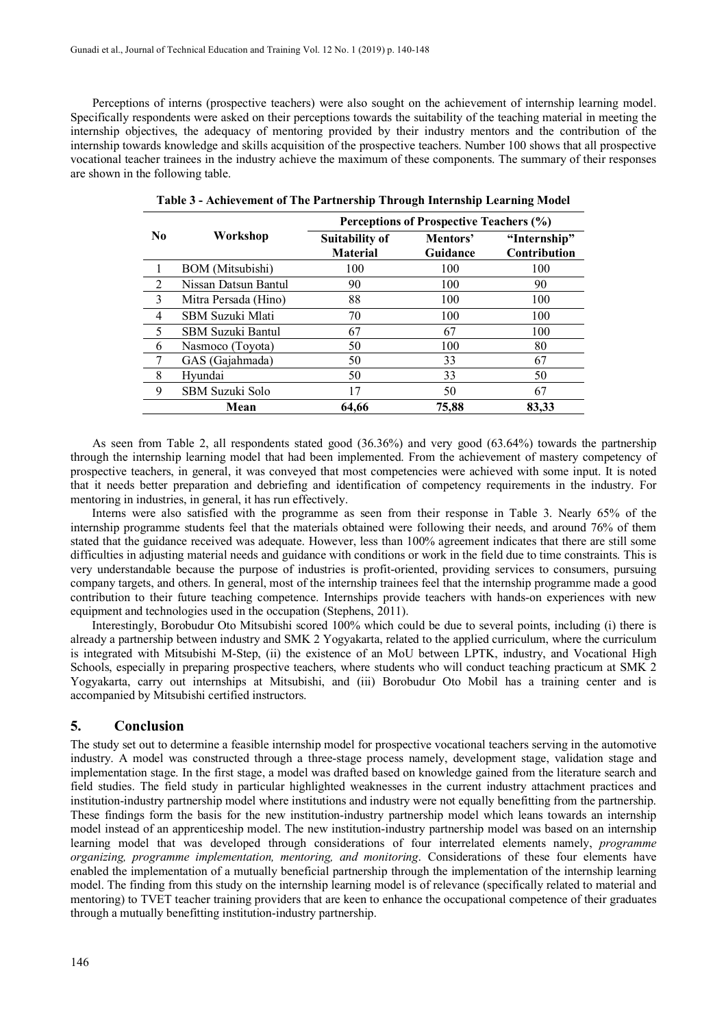Perceptions of interns (prospective teachers) were also sought on the achievement of internship learning model. Specifically respondents were asked on their perceptions towards the suitability of the teaching material in meeting the internship objectives, the adequacy of mentoring provided by their industry mentors and the contribution of the internship towards knowledge and skills acquisition of the prospective teachers. Number 100 shows that all prospective vocational teacher trainees in the industry achieve the maximum of these components. The summary of their responses are shown in the following table.

**Table 3 - Achievement of The Partnership Through Internship Learning Model**

| No | Workshop | Perceptions of Prospective Teachers (%) | | |
|---|---|---|---|---|
| | | Suitability of Material | Mentors' Guidance | "Internship" Contribution |
| 1 | BOM (Mitsubishi) | 100 | 100 | 100 |
| 2 | Nissan Datsun Bantul | 90 | 100 | 90 |
| 3 | Mitra Persada (Hino) | 88 | 100 | 100 |
| 4 | SBM Suzuki Mlati | 70 | 100 | 100 |
| 5 | SBM Suzuki Bantul | 67 | 67 | 100 |
| 6 | Nasmoco (Toyota) | 50 | 100 | 80 |
| 7 | GAS (Gajahmada) | 50 | 33 | 67 |
| 8 | Hyundai | 50 | 33 | 50 |
| 9 | SBM Suzuki Solo | 17 | 50 | 67 |
| | **Mean** | **64,66** | **75,88** | **83,33** |

As seen from Table 2, all respondents stated good (36.36%) and very good (63.64%) towards the partnership through the internship learning model that had been implemented. From the achievement of mastery competency of prospective teachers, in general, it was conveyed that most competencies were achieved with some input. It is noted that it needs better preparation and debriefing and identification of competency requirements in the industry. For mentoring in industries, in general, it has run effectively.

Interns were also satisfied with the programme as seen from their response in Table 3. Nearly 65% of the internship programme students feel that the materials obtained were following their needs, and around 76% of them stated that the guidance received was adequate. However, less than 100% agreement indicates that there are still some difficulties in adjusting material needs and guidance with conditions or work in the field due to time constraints. This is very understandable because the purpose of industries is profit-oriented, providing services to consumers, pursuing company targets, and others. In general, most of the internship trainees feel that the internship programme made a good contribution to their future teaching competence. Internships provide teachers with hands-on experiences with new equipment and technologies used in the occupation (Stephens, 2011).

Interestingly, Borobudur Oto Mitsubishi scored 100% which could be due to several points, including (i) there is already a partnership between industry and SMK 2 Yogyakarta, related to the applied curriculum, where the curriculum is integrated with Mitsubishi M-Step, (ii) the existence of an MoU between LPTK, industry, and Vocational High Schools, especially in preparing prospective teachers, where students who will conduct teaching practicum at SMK 2 Yogyakarta, carry out internships at Mitsubishi, and (iii) Borobudur Oto Mobil has a training center and is accompanied by Mitsubishi certified instructors.

## 5. Conclusion

The study set out to determine a feasible internship model for prospective vocational teachers serving in the automotive industry. A model was constructed through a three-stage process namely, development stage, validation stage and implementation stage. In the first stage, a model was drafted based on knowledge gained from the literature search and field studies. The field study in particular highlighted weaknesses in the current industry attachment practices and institution-industry partnership model where institutions and industry were not equally benefitting from the partnership. These findings form the basis for the new institution-industry partnership model which leans towards an internship model instead of an apprenticeship model. The new institution-industry partnership model was based on an internship learning model that was developed through considerations of four interrelated elements namely, *programme organizing, programme implementation, mentoring, and monitoring*. Considerations of these four elements have enabled the implementation of a mutually beneficial partnership through the implementation of the internship learning model. The finding from this study on the internship learning model is of relevance (specifically related to material and mentoring) to TVET teacher training providers that are keen to enhance the occupational competence of their graduates through a mutually benefitting institution-industry partnership.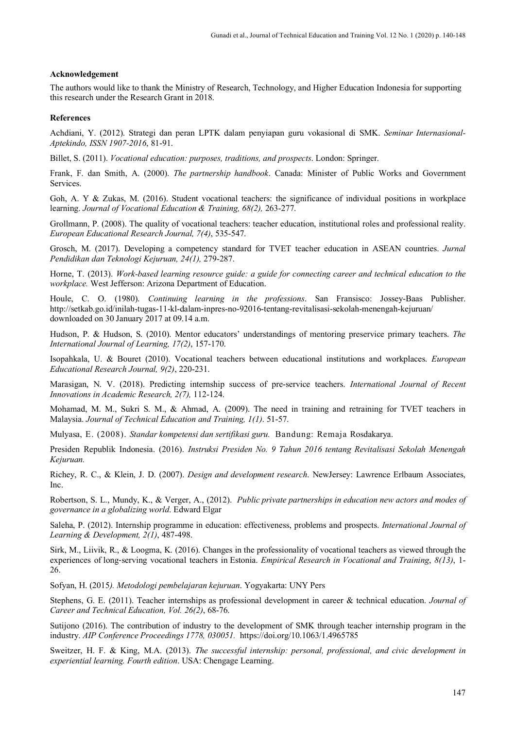**Acknowledgement**

The authors would like to thank the Ministry of Research, Technology, and Higher Education Indonesia for supporting this research under the Research Grant in 2018.

**References**

Achdiani, Y. (2012). Strategi dan peran LPTK dalam penyiapan guru vokasional di SMK. *Seminar Internasional-Aptekindo, ISSN 1907-2016*, 81-91.

Billet, S. (2011). *Vocational education: purposes, traditions, and prospects*. London: Springer.

Frank, F. dan Smith, A. (2000). *The partnership handbook*. Canada: Minister of Public Works and Government Services.

Goh, A. Y & Zukas, M. (2016). Student vocational teachers: the significance of individual positions in workplace learning. *Journal of Vocational Education & Training, 68(2),* 263-277.

Grollmann, P. (2008). The quality of vocational teachers: teacher education, institutional roles and professional reality. *European Educational Research Journal, 7(4)*, 535-547.

Grosch, M. (2017). Developing a competency standard for TVET teacher education in ASEAN countries. *Jurnal Pendidikan dan Teknologi Kejuruan, 24(1),* 279-287.

Horne, T. (2013). *Work-based learning resource guide: a guide for connecting career and technical education to the workplace.* West Jefferson: Arizona Department of Education.

Houle, C. O. (1980). *Continuing learning in the professions*. San Fransisco: Jossey-Baas Publisher. http://setkab.go.id/inilah-tugas-11-kl-dalam-inpres-no-92016-tentang-revitalisasi-sekolah-menengah-kejuruan/ downloaded on 30 January 2017 at 09.14 a.m.

Hudson, P. & Hudson, S. (2010). Mentor educators' understandings of mentoring preservice primary teachers. *The International Journal of Learning, 17(2)*, 157-170.

Isopahkala, U. & Bouret (2010). Vocational teachers between educational institutions and workplaces. *European Educational Research Journal, 9(2)*, 220-231.

Marasigan, N. V. (2018). Predicting internship success of pre-service teachers. *International Journal of Recent Innovations in Academic Research, 2(7),* 112-124.

Mohamad, M. M., Sukri S. M., & Ahmad, A. (2009). The need in training and retraining for TVET teachers in Malaysia. *Journal of Technical Education and Training, 1(1)*. 51-57.

Mulyasa, E. (2008). *Standar kompetensi dan sertifikasi guru.* Bandung: Remaja Rosdakarya.

Presiden Republik Indonesia. (2016). *Instruksi Presiden No. 9 Tahun 2016 tentang Revitalisasi Sekolah Menengah Kejuruan.*

Richey, R. C., & Klein, J. D. (2007). *Design and development research*. NewJersey: Lawrence Erlbaum Associates, Inc.

Robertson, S. L., Mundy, K., & Verger, A., (2012). *Public private partnerships in education new actors and modes of governance in a globalizing world*. Edward Elgar

Saleha, P. (2012). Internship programme in education: effectiveness, problems and prospects. *International Journal of Learning & Development, 2(1)*, 487-498.

Sirk, M., Liivik, R., & Loogma, K. (2016). Changes in the professionality of vocational teachers as viewed through the experiences of long-serving vocational teachers in Estonia. *Empirical Research in Vocational and Training*, *8(13)*, 1-26.

Sofyan, H. (2015*). Metodologi pembelajaran kejuruan*. Yogyakarta: UNY Pers

Stephens, G. E. (2011). Teacher internships as professional development in career & technical education. *Journal of Career and Technical Education, Vol. 26(2)*, 68-76.

Sutijono (2016). The contribution of industry to the development of SMK through teacher internship program in the industry. *AIP Conference Proceedings 1778, 030051.* https://doi.org/10.1063/1.4965785

Sweitzer, H. F. & King, M.A. (2013). *The successful internship: personal, professional, and civic development in experiential learning. Fourth edition*. USA: Chengage Learning.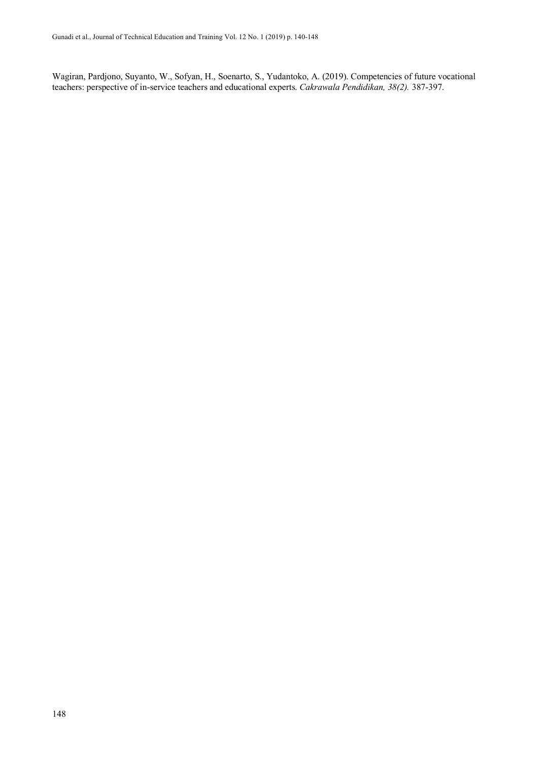Wagiran, Pardjono, Suyanto, W., Sofyan, H., Soenarto, S., Yudantoko, A. (2019). Competencies of future vocational teachers: perspective of in-service teachers and educational experts. *Cakrawala Pendidikan, 38(2).* 387-397.